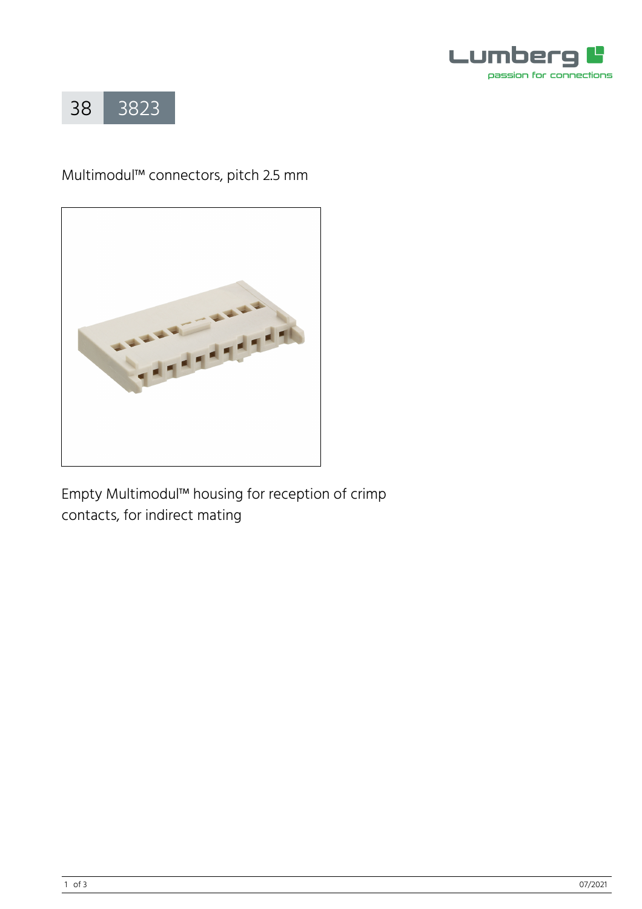# 38 3823

Multimodul™ connectors, pitch 2.5 mm

Empty Multimodul™ housing for reception of crimp contacts, for indirect mating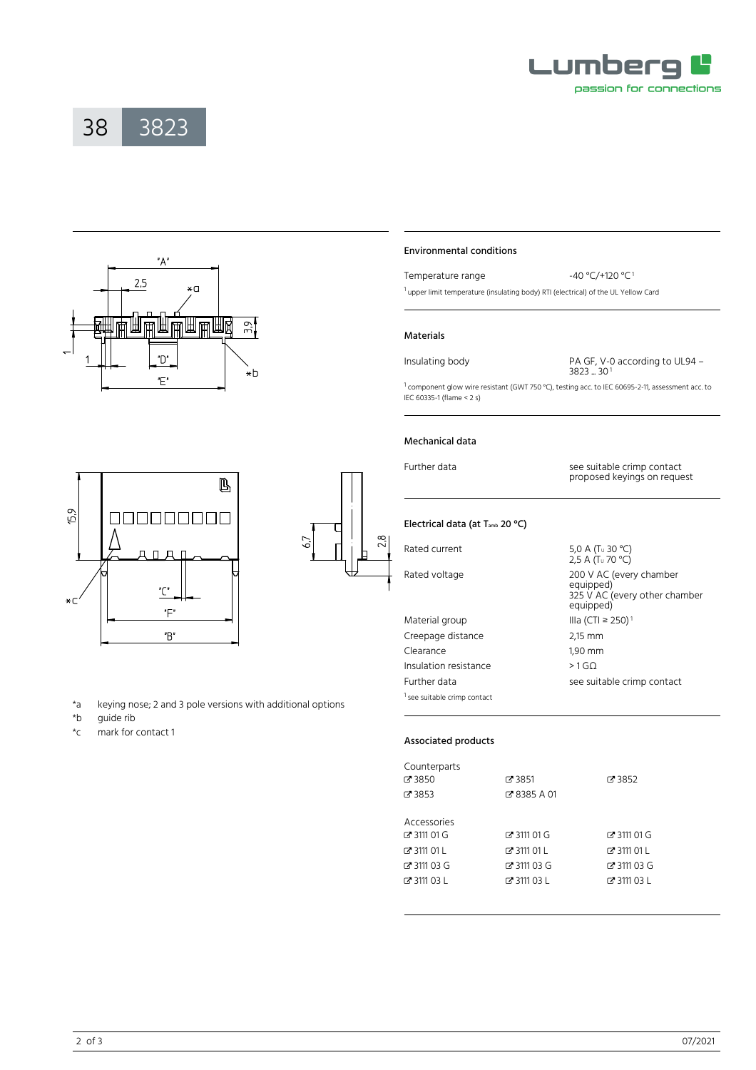# 38 3823

*a keying nose; 2 and 3 pole versions with additional options
*b guide rib
*c mark for contact 1

## Environmental conditions

| | |
|---|---|
| Temperature range | -40 °C/+120 °C [1] |

[1] upper limit temperature (insulating body) RTI (electrical) of the UL Yellow Card

## Materials

| | |
|---|---|
| Insulating body | PA GF, V-0 according to UL94 – 3823 … 30 [1] |

[1] component glow wire resistant (GWT 750 °C), testing acc. to IEC 60695-2-11, assessment acc. to IEC 60335-1 (flame < 2 s)

## Mechanical data

| | |
|---|---|
| Further data | see suitable crimp contact<br>proposed keyings on request |

## Electrical data (at $T_{amb}$ 20 °C)

| | |
|---|---|
| Rated current | 5,0 A ($T_U$ 30 °C)<br>2,5 A ($T_U$ 70 °C) |
| Rated voltage | 200 V AC (every chamber equipped)<br>325 V AC (every other chamber equipped) |
| Material group | IIIa (CTI ≥ 250) [1] |
| Creepage distance | 2,15 mm |
| Clearance | 1,90 mm |
| Insulation resistance | > 1 GΩ |
| Further data | see suitable crimp contact |

[1] see suitable crimp contact

## Associated products

Counterparts

| | | |
|---|---|---|
| 3850 | 3851 | 3852 |
| 3853 | 8385 A 01 | |

Accessories

| | | |
|---|---|---|
| 3111 01 G | 3111 01 G | 3111 01 G |
| 3111 01 L | 3111 01 L | 3111 01 L |
| 3111 03 G | 3111 03 G | 3111 03 G |
| 3111 03 L | 3111 03 L | 3111 03 L |

07/2021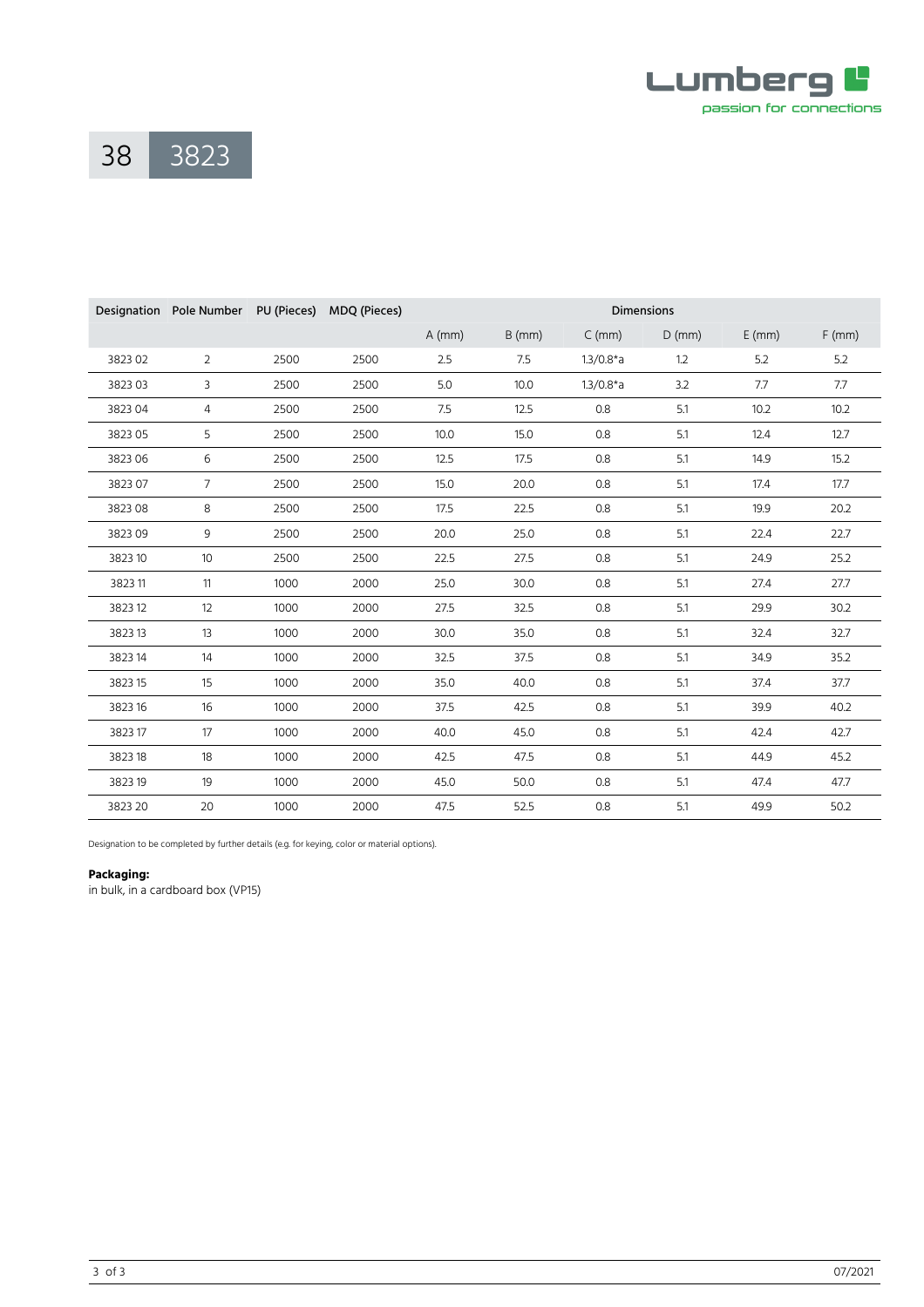# 38 3823

| Designation | Pole Number | PU (Pieces) | MDQ (Pieces) | Dimensions | | | | | |
|---|---|---|---|---|---|---|---|---|---|
| | | | | A (mm) | B (mm) | C (mm) | D (mm) | E (mm) | F (mm) |
| 3823 02 | 2 | 2500 | 2500 | 2.5 | 7.5 | 1.3/0.8*a | 1.2 | 5.2 | 5.2 |
| 3823 03 | 3 | 2500 | 2500 | 5.0 | 10.0 | 1.3/0.8*a | 3.2 | 7.7 | 7.7 |
| 3823 04 | 4 | 2500 | 2500 | 7.5 | 12.5 | 0.8 | 5.1 | 10.2 | 10.2 |
| 3823 05 | 5 | 2500 | 2500 | 10.0 | 15.0 | 0.8 | 5.1 | 12.4 | 12.7 |
| 3823 06 | 6 | 2500 | 2500 | 12.5 | 17.5 | 0.8 | 5.1 | 14.9 | 15.2 |
| 3823 07 | 7 | 2500 | 2500 | 15.0 | 20.0 | 0.8 | 5.1 | 17.4 | 17.7 |
| 3823 08 | 8 | 2500 | 2500 | 17.5 | 22.5 | 0.8 | 5.1 | 19.9 | 20.2 |
| 3823 09 | 9 | 2500 | 2500 | 20.0 | 25.0 | 0.8 | 5.1 | 22.4 | 22.7 |
| 3823 10 | 10 | 2500 | 2500 | 22.5 | 27.5 | 0.8 | 5.1 | 24.9 | 25.2 |
| 3823 11 | 11 | 1000 | 2000 | 25.0 | 30.0 | 0.8 | 5.1 | 27.4 | 27.7 |
| 3823 12 | 12 | 1000 | 2000 | 27.5 | 32.5 | 0.8 | 5.1 | 29.9 | 30.2 |
| 3823 13 | 13 | 1000 | 2000 | 30.0 | 35.0 | 0.8 | 5.1 | 32.4 | 32.7 |
| 3823 14 | 14 | 1000 | 2000 | 32.5 | 37.5 | 0.8 | 5.1 | 34.9 | 35.2 |
| 3823 15 | 15 | 1000 | 2000 | 35.0 | 40.0 | 0.8 | 5.1 | 37.4 | 37.7 |
| 3823 16 | 16 | 1000 | 2000 | 37.5 | 42.5 | 0.8 | 5.1 | 39.9 | 40.2 |
| 3823 17 | 17 | 1000 | 2000 | 40.0 | 45.0 | 0.8 | 5.1 | 42.4 | 42.7 |
| 3823 18 | 18 | 1000 | 2000 | 42.5 | 47.5 | 0.8 | 5.1 | 44.9 | 45.2 |
| 3823 19 | 19 | 1000 | 2000 | 45.0 | 50.0 | 0.8 | 5.1 | 47.4 | 47.7 |
| 3823 20 | 20 | 1000 | 2000 | 47.5 | 52.5 | 0.8 | 5.1 | 49.9 | 50.2 |

Designation to be completed by further details (e.g. for keying, color or material options).

**Packaging:**
in bulk, in a cardboard box (VP15)